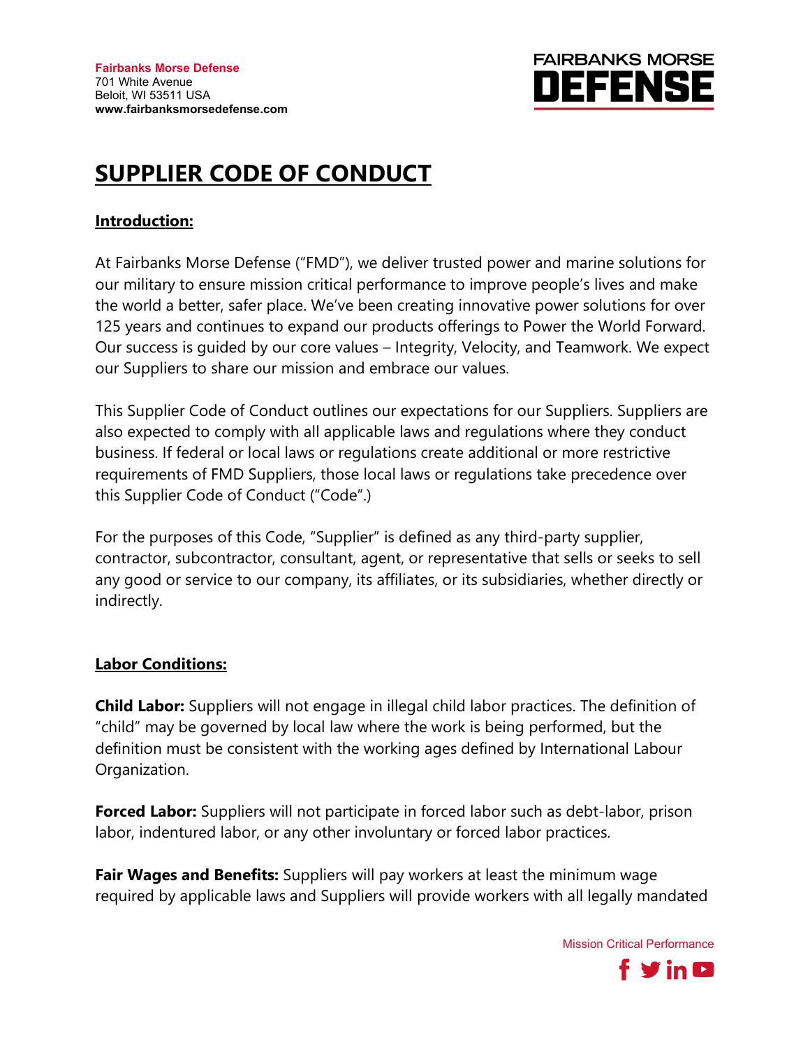**Fairbanks Morse Defense**
701 White Avenue
Beloit, WI 53511 USA
**www.fairbanksmorsedefense.com**

# SUPPLIER CODE OF CONDUCT

## Introduction:

At Fairbanks Morse Defense ("FMD"), we deliver trusted power and marine solutions for our military to ensure mission critical performance to improve people's lives and make the world a better, safer place. We've been creating innovative power solutions for over 125 years and continues to expand our products offerings to Power the World Forward. Our success is guided by our core values – Integrity, Velocity, and Teamwork. We expect our Suppliers to share our mission and embrace our values.

This Supplier Code of Conduct outlines our expectations for our Suppliers. Suppliers are also expected to comply with all applicable laws and regulations where they conduct business. If federal or local laws or regulations create additional or more restrictive requirements of FMD Suppliers, those local laws or regulations take precedence over this Supplier Code of Conduct ("Code".)

For the purposes of this Code, "Supplier" is defined as any third-party supplier, contractor, subcontractor, consultant, agent, or representative that sells or seeks to sell any good or service to our company, its affiliates, or its subsidiaries, whether directly or indirectly.

## Labor Conditions:

**Child Labor:** Suppliers will not engage in illegal child labor practices. The definition of "child" may be governed by local law where the work is being performed, but the definition must be consistent with the working ages defined by International Labour Organization.

**Forced Labor:** Suppliers will not participate in forced labor such as debt-labor, prison labor, indentured labor, or any other involuntary or forced labor practices.

**Fair Wages and Benefits:** Suppliers will pay workers at least the minimum wage required by applicable laws and Suppliers will provide workers with all legally mandated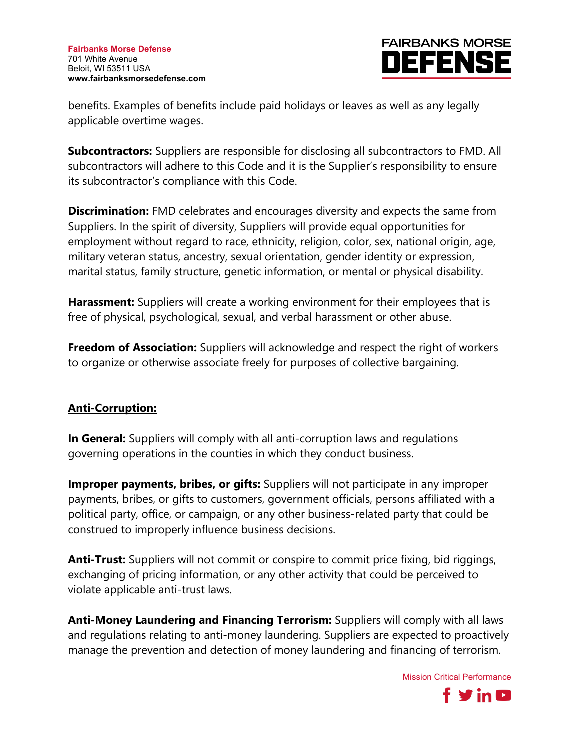benefits. Examples of benefits include paid holidays or leaves as well as any legally applicable overtime wages.

**Subcontractors:** Suppliers are responsible for disclosing all subcontractors to FMD. All subcontractors will adhere to this Code and it is the Supplier's responsibility to ensure its subcontractor's compliance with this Code.

**Discrimination:** FMD celebrates and encourages diversity and expects the same from Suppliers. In the spirit of diversity, Suppliers will provide equal opportunities for employment without regard to race, ethnicity, religion, color, sex, national origin, age, military veteran status, ancestry, sexual orientation, gender identity or expression, marital status, family structure, genetic information, or mental or physical disability.

**Harassment:** Suppliers will create a working environment for their employees that is free of physical, psychological, sexual, and verbal harassment or other abuse.

**Freedom of Association:** Suppliers will acknowledge and respect the right of workers to organize or otherwise associate freely for purposes of collective bargaining.

## Anti-Corruption:

**In General:** Suppliers will comply with all anti-corruption laws and regulations governing operations in the counties in which they conduct business.

**Improper payments, bribes, or gifts:** Suppliers will not participate in any improper payments, bribes, or gifts to customers, government officials, persons affiliated with a political party, office, or campaign, or any other business-related party that could be construed to improperly influence business decisions.

**Anti-Trust:** Suppliers will not commit or conspire to commit price fixing, bid riggings, exchanging of pricing information, or any other activity that could be perceived to violate applicable anti-trust laws.

**Anti-Money Laundering and Financing Terrorism:** Suppliers will comply with all laws and regulations relating to anti-money laundering. Suppliers are expected to proactively manage the prevention and detection of money laundering and financing of terrorism.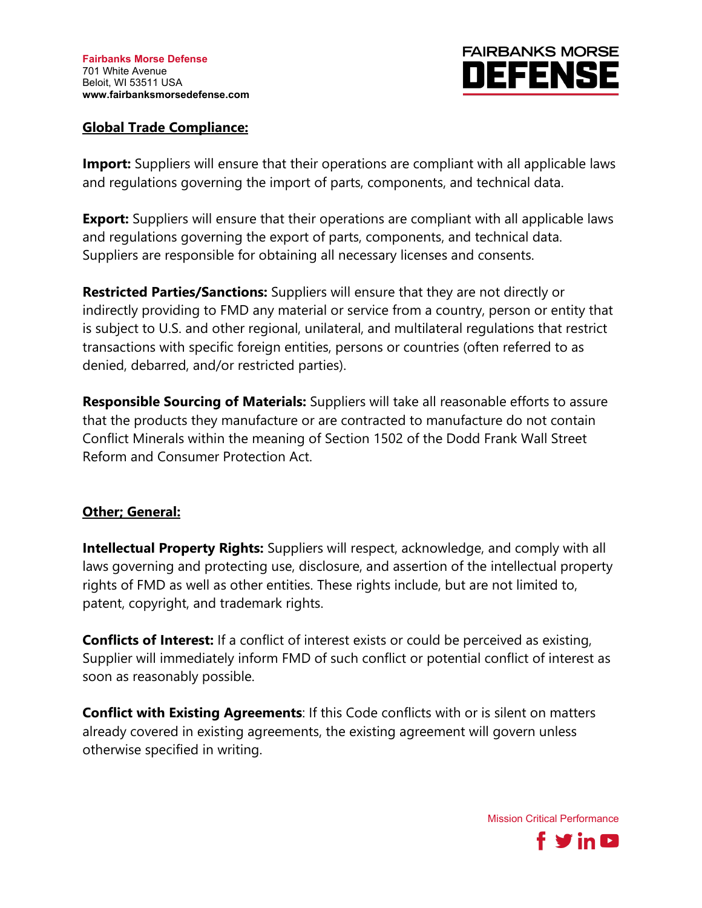## Global Trade Compliance:

**Import:** Suppliers will ensure that their operations are compliant with all applicable laws and regulations governing the import of parts, components, and technical data.

**Export:** Suppliers will ensure that their operations are compliant with all applicable laws and regulations governing the export of parts, components, and technical data. Suppliers are responsible for obtaining all necessary licenses and consents.

**Restricted Parties/Sanctions:** Suppliers will ensure that they are not directly or indirectly providing to FMD any material or service from a country, person or entity that is subject to U.S. and other regional, unilateral, and multilateral regulations that restrict transactions with specific foreign entities, persons or countries (often referred to as denied, debarred, and/or restricted parties).

**Responsible Sourcing of Materials:** Suppliers will take all reasonable efforts to assure that the products they manufacture or are contracted to manufacture do not contain Conflict Minerals within the meaning of Section 1502 of the Dodd Frank Wall Street Reform and Consumer Protection Act.

## Other; General:

**Intellectual Property Rights:** Suppliers will respect, acknowledge, and comply with all laws governing and protecting use, disclosure, and assertion of the intellectual property rights of FMD as well as other entities. These rights include, but are not limited to, patent, copyright, and trademark rights.

**Conflicts of Interest:** If a conflict of interest exists or could be perceived as existing, Supplier will immediately inform FMD of such conflict or potential conflict of interest as soon as reasonably possible.

**Conflict with Existing Agreements**: If this Code conflicts with or is silent on matters already covered in existing agreements, the existing agreement will govern unless otherwise specified in writing.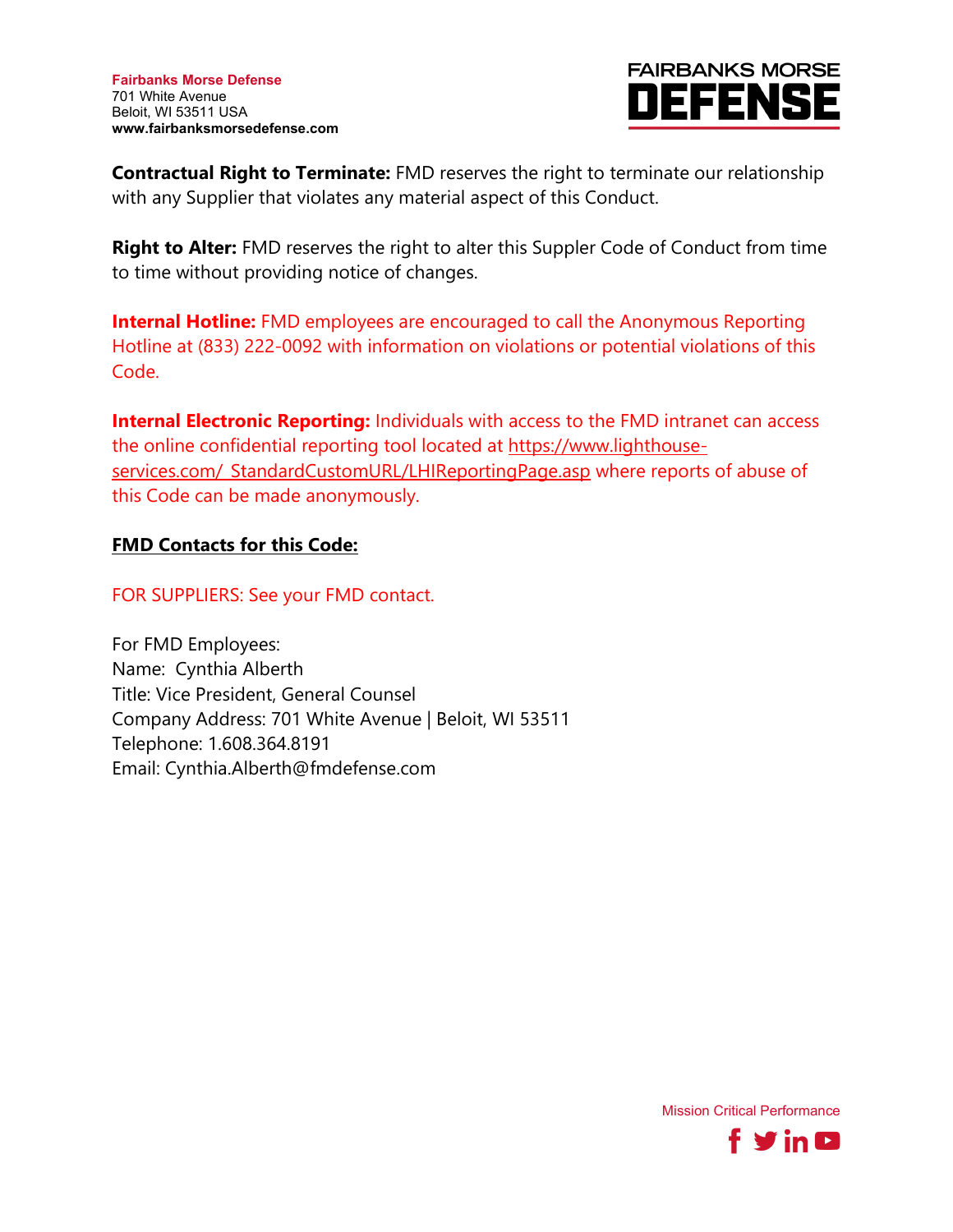**Contractual Right to Terminate:** FMD reserves the right to terminate our relationship with any Supplier that violates any material aspect of this Conduct.

**Right to Alter:** FMD reserves the right to alter this Suppler Code of Conduct from time to time without providing notice of changes.

**Internal Hotline:** FMD employees are encouraged to call the Anonymous Reporting Hotline at (833) 222-0092 with information on violations or potential violations of this Code.

**Internal Electronic Reporting:** Individuals with access to the FMD intranet can access the online confidential reporting tool located at https://www.lighthouse-services.com/_StandardCustomURL/LHIReportingPage.asp where reports of abuse of this Code can be made anonymously.

**FMD Contacts for this Code:**

FOR SUPPLIERS: See your FMD contact.

For FMD Employees:
Name: Cynthia Alberth
Title: Vice President, General Counsel
Company Address: 701 White Avenue | Beloit, WI 53511
Telephone: 1.608.364.8191
Email: Cynthia.Alberth@fmdefense.com